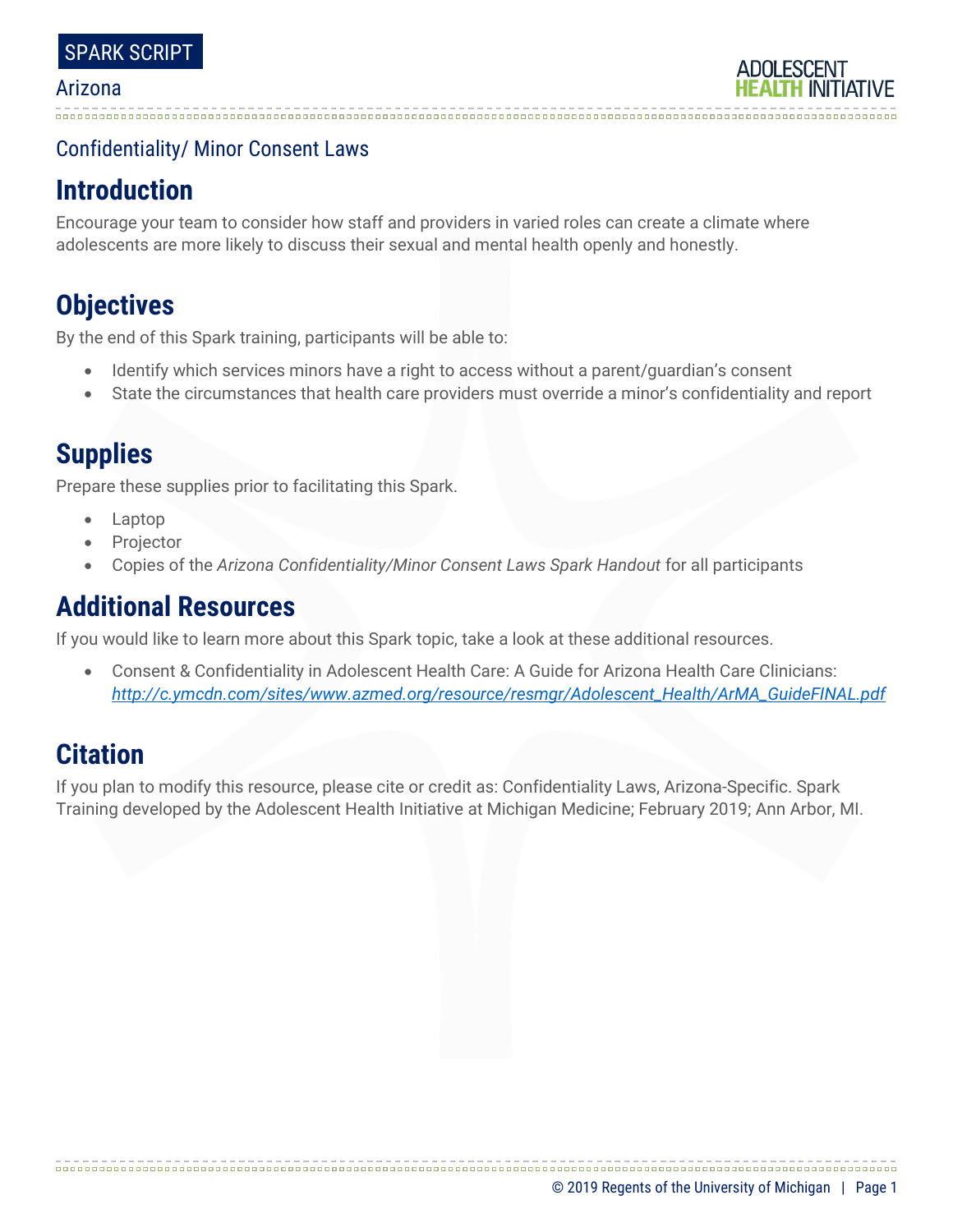SPARK SCRIPT

Arizona

Confidentiality/ Minor Consent Laws

## Introduction

Encourage your team to consider how staff and providers in varied roles can create a climate where adolescents are more likely to discuss their sexual and mental health openly and honestly.

## Objectives

By the end of this Spark training, participants will be able to:

- Identify which services minors have a right to access without a parent/guardian's consent
- State the circumstances that health care providers must override a minor's confidentiality and report

## Supplies

Prepare these supplies prior to facilitating this Spark.

- Laptop
- Projector
- Copies of the *Arizona Confidentiality/Minor Consent Laws Spark Handout* for all participants

## Additional Resources

If you would like to learn more about this Spark topic, take a look at these additional resources.

- Consent & Confidentiality in Adolescent Health Care: A Guide for Arizona Health Care Clinicians: *http://c.ymcdn.com/sites/www.azmed.org/resource/resmgr/Adolescent_Health/ArMA_GuideFINAL.pdf*

## Citation

If you plan to modify this resource, please cite or credit as: Confidentiality Laws, Arizona-Specific. Spark Training developed by the Adolescent Health Initiative at Michigan Medicine; February 2019; Ann Arbor, MI.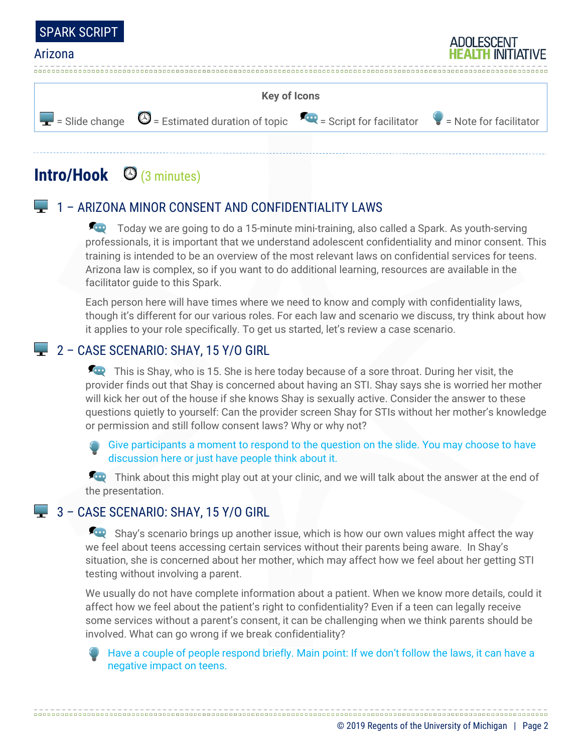**Key of Icons**

= Slide change = Estimated duration of topic = Script for facilitator = Note for facilitator

## Intro/Hook (3 minutes)

### 1 – ARIZONA MINOR CONSENT AND CONFIDENTIALITY LAWS

Today we are going to do a 15-minute mini-training, also called a Spark. As youth-serving professionals, it is important that we understand adolescent confidentiality and minor consent. This training is intended to be an overview of the most relevant laws on confidential services for teens. Arizona law is complex, so if you want to do additional learning, resources are available in the facilitator guide to this Spark.

Each person here will have times where we need to know and comply with confidentiality laws, though it's different for our various roles. For each law and scenario we discuss, try think about how it applies to your role specifically. To get us started, let's review a case scenario.

### 2 – CASE SCENARIO: SHAY, 15 Y/O GIRL

This is Shay, who is 15. She is here today because of a sore throat. During her visit, the provider finds out that Shay is concerned about having an STI. Shay says she is worried her mother will kick her out of the house if she knows Shay is sexually active. Consider the answer to these questions quietly to yourself: Can the provider screen Shay for STIs without her mother's knowledge or permission and still follow consent laws? Why or why not?

Give participants a moment to respond to the question on the slide. You may choose to have discussion here or just have people think about it.

Think about this might play out at your clinic, and we will talk about the answer at the end of the presentation.

### 3 – CASE SCENARIO: SHAY, 15 Y/O GIRL

Shay's scenario brings up another issue, which is how our own values might affect the way we feel about teens accessing certain services without their parents being aware. In Shay's situation, she is concerned about her mother, which may affect how we feel about her getting STI testing without involving a parent.

We usually do not have complete information about a patient. When we know more details, could it affect how we feel about the patient's right to confidentiality? Even if a teen can legally receive some services without a parent's consent, it can be challenging when we think parents should be involved. What can go wrong if we break confidentiality?

Have a couple of people respond briefly. Main point: If we don't follow the laws, it can have a negative impact on teens.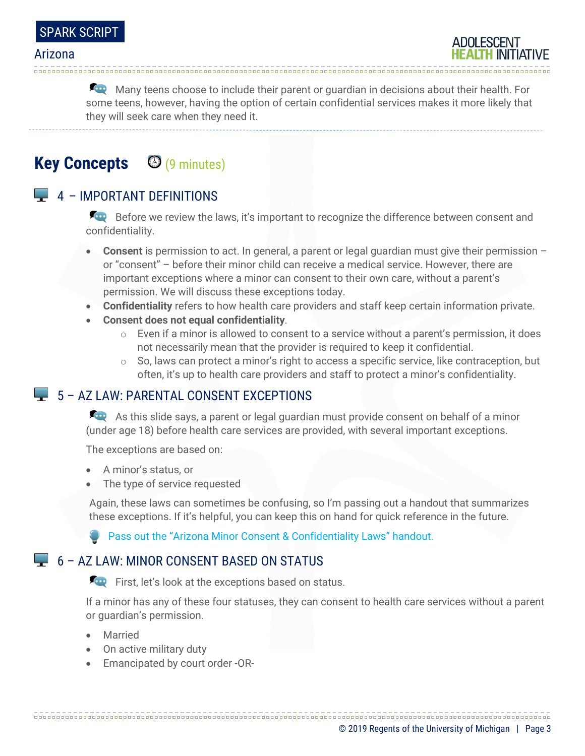Many teens choose to include their parent or guardian in decisions about their health. For some teens, however, having the option of certain confidential services makes it more likely that they will seek care when they need it.

## Key Concepts (9 minutes)

### 4 – IMPORTANT DEFINITIONS

Before we review the laws, it's important to recognize the difference between consent and confidentiality.

- **Consent** is permission to act. In general, a parent or legal guardian must give their permission – or "consent" – before their minor child can receive a medical service. However, there are important exceptions where a minor can consent to their own care, without a parent's permission. We will discuss these exceptions today.
- **Confidentiality** refers to how health care providers and staff keep certain information private.
- **Consent does not equal confidentiality**.
  - Even if a minor is allowed to consent to a service without a parent's permission, it does not necessarily mean that the provider is required to keep it confidential.
  - So, laws can protect a minor's right to access a specific service, like contraception, but often, it's up to health care providers and staff to protect a minor's confidentiality.

### 5 – AZ LAW: PARENTAL CONSENT EXCEPTIONS

As this slide says, a parent or legal guardian must provide consent on behalf of a minor (under age 18) before health care services are provided, with several important exceptions.

The exceptions are based on:

- A minor's status, or
- The type of service requested

Again, these laws can sometimes be confusing, so I'm passing out a handout that summarizes these exceptions. If it's helpful, you can keep this on hand for quick reference in the future.

Pass out the "Arizona Minor Consent & Confidentiality Laws" handout.

### 6 – AZ LAW: MINOR CONSENT BASED ON STATUS

First, let's look at the exceptions based on status.

If a minor has any of these four statuses, they can consent to health care services without a parent or guardian's permission.

- Married
- On active military duty
- Emancipated by court order -OR-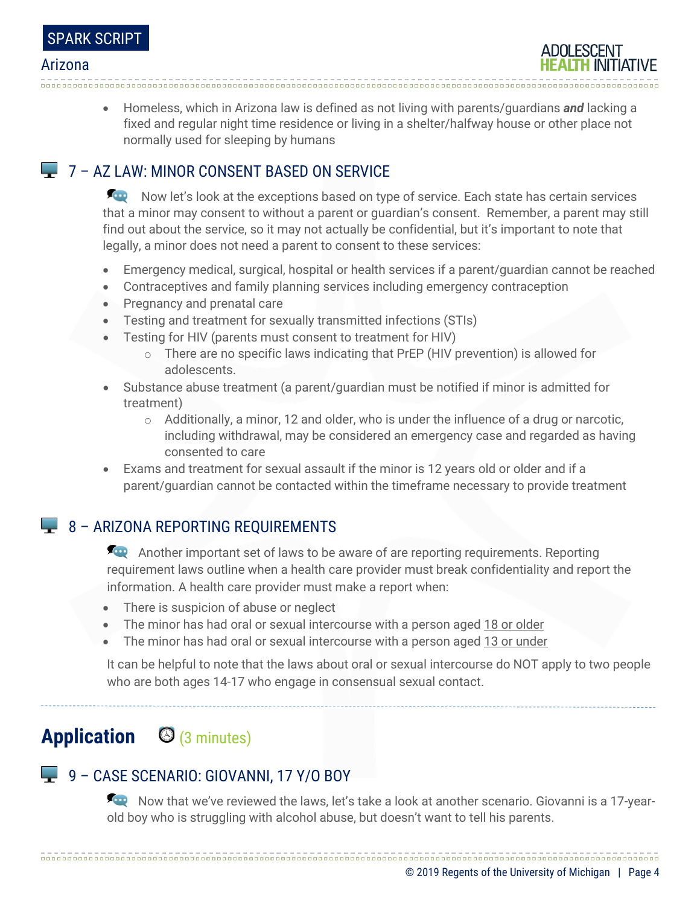- Homeless, which in Arizona law is defined as not living with parents/guardians ***and*** lacking a fixed and regular night time residence or living in a shelter/halfway house or other place not normally used for sleeping by humans

## 7 – AZ LAW: MINOR CONSENT BASED ON SERVICE

Now let's look at the exceptions based on type of service. Each state has certain services that a minor may consent to without a parent or guardian's consent. Remember, a parent may still find out about the service, so it may not actually be confidential, but it's important to note that legally, a minor does not need a parent to consent to these services:

- Emergency medical, surgical, hospital or health services if a parent/guardian cannot be reached
- Contraceptives and family planning services including emergency contraception
- Pregnancy and prenatal care
- Testing and treatment for sexually transmitted infections (STIs)
- Testing for HIV (parents must consent to treatment for HIV)
  - There are no specific laws indicating that PrEP (HIV prevention) is allowed for adolescents.
- Substance abuse treatment (a parent/guardian must be notified if minor is admitted for treatment)
  - Additionally, a minor, 12 and older, who is under the influence of a drug or narcotic, including withdrawal, may be considered an emergency case and regarded as having consented to care
- Exams and treatment for sexual assault if the minor is 12 years old or older and if a parent/guardian cannot be contacted within the timeframe necessary to provide treatment

## 8 – ARIZONA REPORTING REQUIREMENTS

Another important set of laws to be aware of are reporting requirements. Reporting requirement laws outline when a health care provider must break confidentiality and report the information. A health care provider must make a report when:

- There is suspicion of abuse or neglect
- The minor has had oral or sexual intercourse with a person aged <u>18 or older</u>
- The minor has had oral or sexual intercourse with a person aged <u>13 or under</u>

It can be helpful to note that the laws about oral or sexual intercourse do NOT apply to two people who are both ages 14-17 who engage in consensual sexual contact.

# Application (3 minutes)

## 9 – CASE SCENARIO: GIOVANNI, 17 Y/O BOY

Now that we've reviewed the laws, let's take a look at another scenario. Giovanni is a 17-year-old boy who is struggling with alcohol abuse, but doesn't want to tell his parents.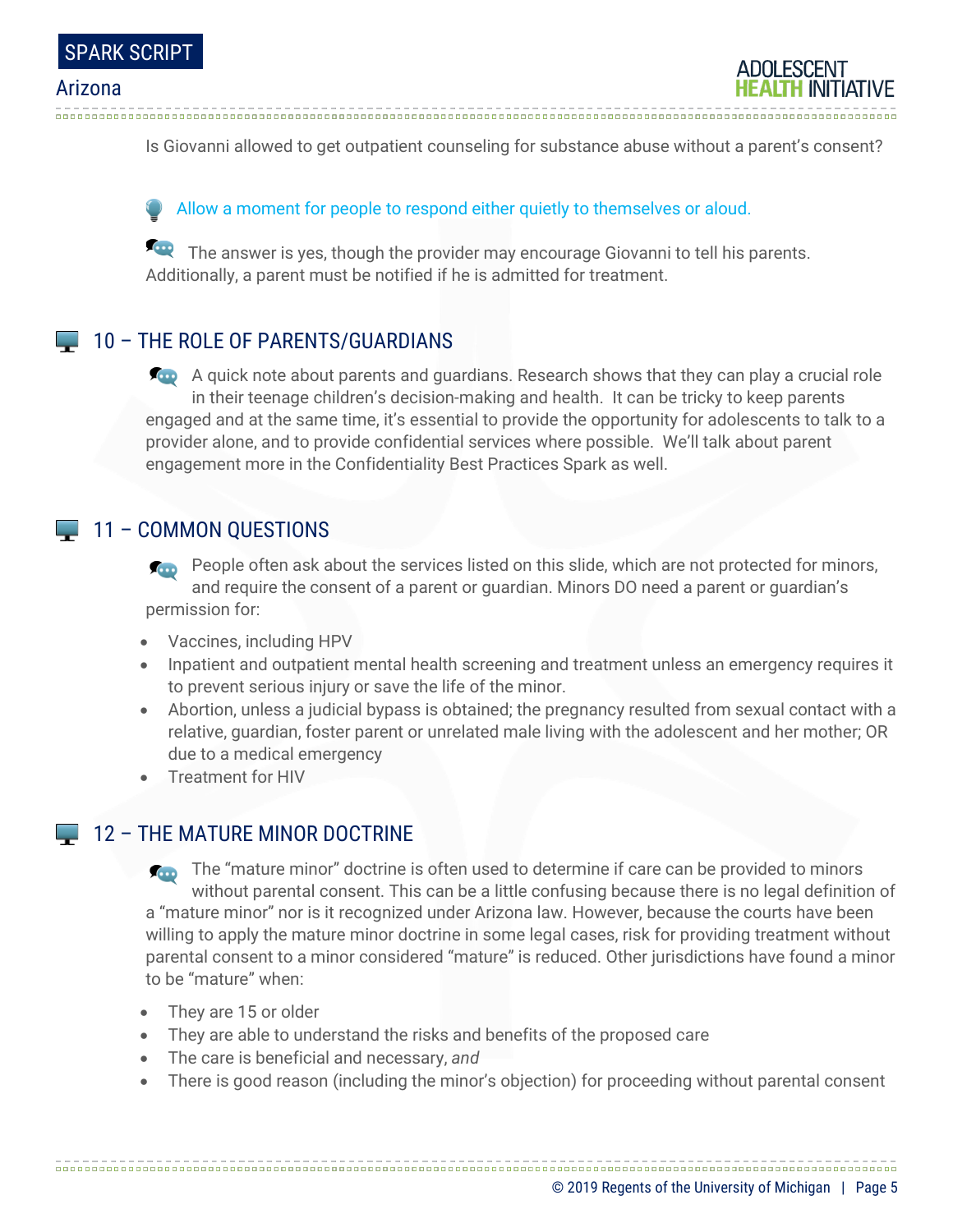Is Giovanni allowed to get outpatient counseling for substance abuse without a parent's consent?

Allow a moment for people to respond either quietly to themselves or aloud.

The answer is yes, though the provider may encourage Giovanni to tell his parents. Additionally, a parent must be notified if he is admitted for treatment.

## 10 – THE ROLE OF PARENTS/GUARDIANS

A quick note about parents and guardians. Research shows that they can play a crucial role in their teenage children's decision-making and health. It can be tricky to keep parents engaged and at the same time, it's essential to provide the opportunity for adolescents to talk to a provider alone, and to provide confidential services where possible. We'll talk about parent engagement more in the Confidentiality Best Practices Spark as well.

## 11 – COMMON QUESTIONS

People often ask about the services listed on this slide, which are not protected for minors, and require the consent of a parent or guardian. Minors DO need a parent or guardian's permission for:

- Vaccines, including HPV
- Inpatient and outpatient mental health screening and treatment unless an emergency requires it to prevent serious injury or save the life of the minor.
- Abortion, unless a judicial bypass is obtained; the pregnancy resulted from sexual contact with a relative, guardian, foster parent or unrelated male living with the adolescent and her mother; OR due to a medical emergency
- Treatment for HIV

## 12 – THE MATURE MINOR DOCTRINE

The "mature minor" doctrine is often used to determine if care can be provided to minors without parental consent. This can be a little confusing because there is no legal definition of a "mature minor" nor is it recognized under Arizona law. However, because the courts have been willing to apply the mature minor doctrine in some legal cases, risk for providing treatment without parental consent to a minor considered "mature" is reduced. Other jurisdictions have found a minor to be "mature" when:

- They are 15 or older
- They are able to understand the risks and benefits of the proposed care
- The care is beneficial and necessary, *and*
- There is good reason (including the minor's objection) for proceeding without parental consent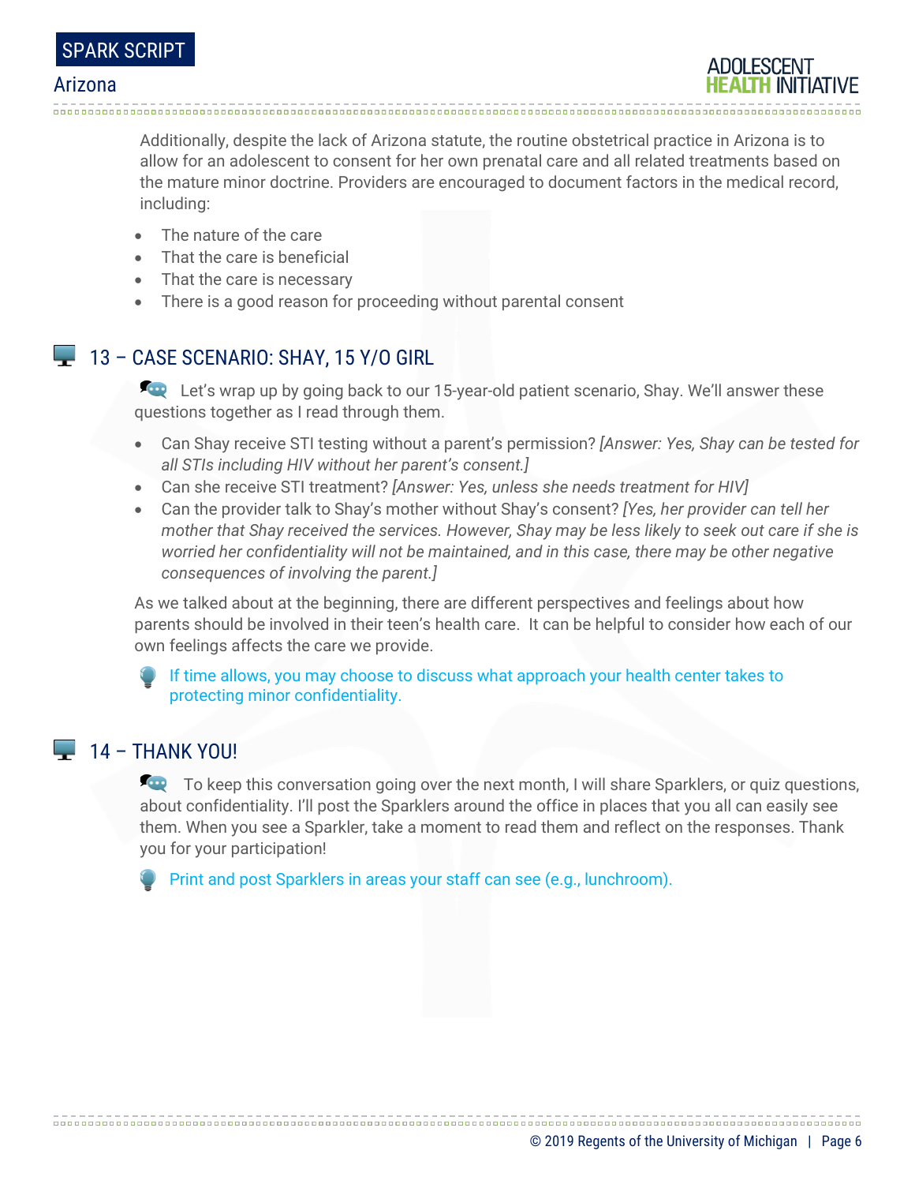Additionally, despite the lack of Arizona statute, the routine obstetrical practice in Arizona is to allow for an adolescent to consent for her own prenatal care and all related treatments based on the mature minor doctrine. Providers are encouraged to document factors in the medical record, including:

- The nature of the care
- That the care is beneficial
- That the care is necessary
- There is a good reason for proceeding without parental consent

## 13 – CASE SCENARIO: SHAY, 15 Y/O GIRL

Let's wrap up by going back to our 15-year-old patient scenario, Shay. We'll answer these questions together as I read through them.

- Can Shay receive STI testing without a parent's permission? *[Answer: Yes, Shay can be tested for all STIs including HIV without her parent's consent.]*
- Can she receive STI treatment? *[Answer: Yes, unless she needs treatment for HIV]*
- Can the provider talk to Shay's mother without Shay's consent? *[Yes, her provider can tell her mother that Shay received the services. However, Shay may be less likely to seek out care if she is worried her confidentiality will not be maintained, and in this case, there may be other negative consequences of involving the parent.]*

As we talked about at the beginning, there are different perspectives and feelings about how parents should be involved in their teen's health care. It can be helpful to consider how each of our own feelings affects the care we provide.

If time allows, you may choose to discuss what approach your health center takes to protecting minor confidentiality.

## 14 – THANK YOU!

To keep this conversation going over the next month, I will share Sparklers, or quiz questions, about confidentiality. I'll post the Sparklers around the office in places that you all can easily see them. When you see a Sparkler, take a moment to read them and reflect on the responses. Thank you for your participation!

Print and post Sparklers in areas your staff can see (e.g., lunchroom).